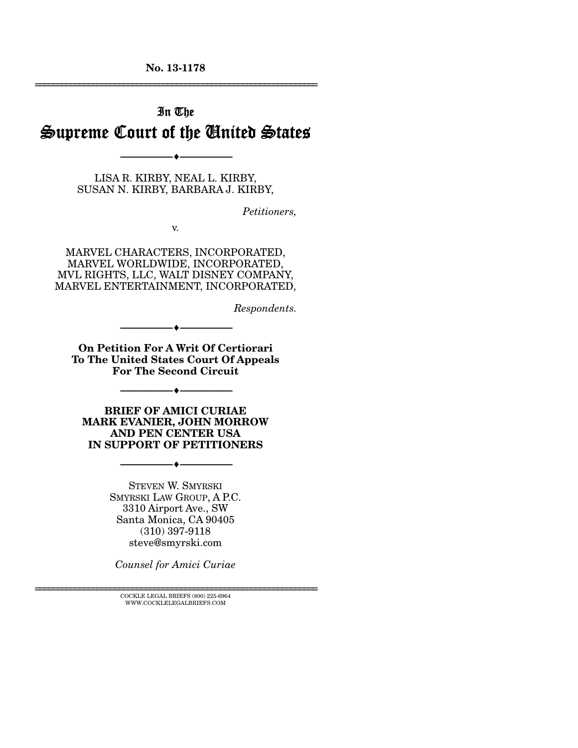**No. 13-1178**

---

# In The Supreme Court of the United States

---

LISA R. KIRBY, NEAL L. KIRBY,
SUSAN N. KIRBY, BARBARA J. KIRBY,

*Petitioners,*

v.

MARVEL CHARACTERS, INCORPORATED,
MARVEL WORLDWIDE, INCORPORATED,
MVL RIGHTS, LLC, WALT DISNEY COMPANY,
MARVEL ENTERTAINMENT, INCORPORATED,

*Respondents.*

---

**On Petition For A Writ Of Certiorari
To The United States Court Of Appeals
For The Second Circuit**

---

**BRIEF OF AMICI CURIAE
MARK EVANIER, JOHN MORROW
AND PEN CENTER USA
IN SUPPORT OF PETITIONERS**

---

STEVEN W. SMYRSKI
SMYRSKI LAW GROUP, A P.C.
3310 Airport Ave., SW
Santa Monica, CA 90405
(310) 397-9118
steve@smyrski.com

*Counsel for Amici Curiae*

---

COCKLE LEGAL BRIEFS (800) 225-6964
WWW.COCKLELEGALBRIEFS.COM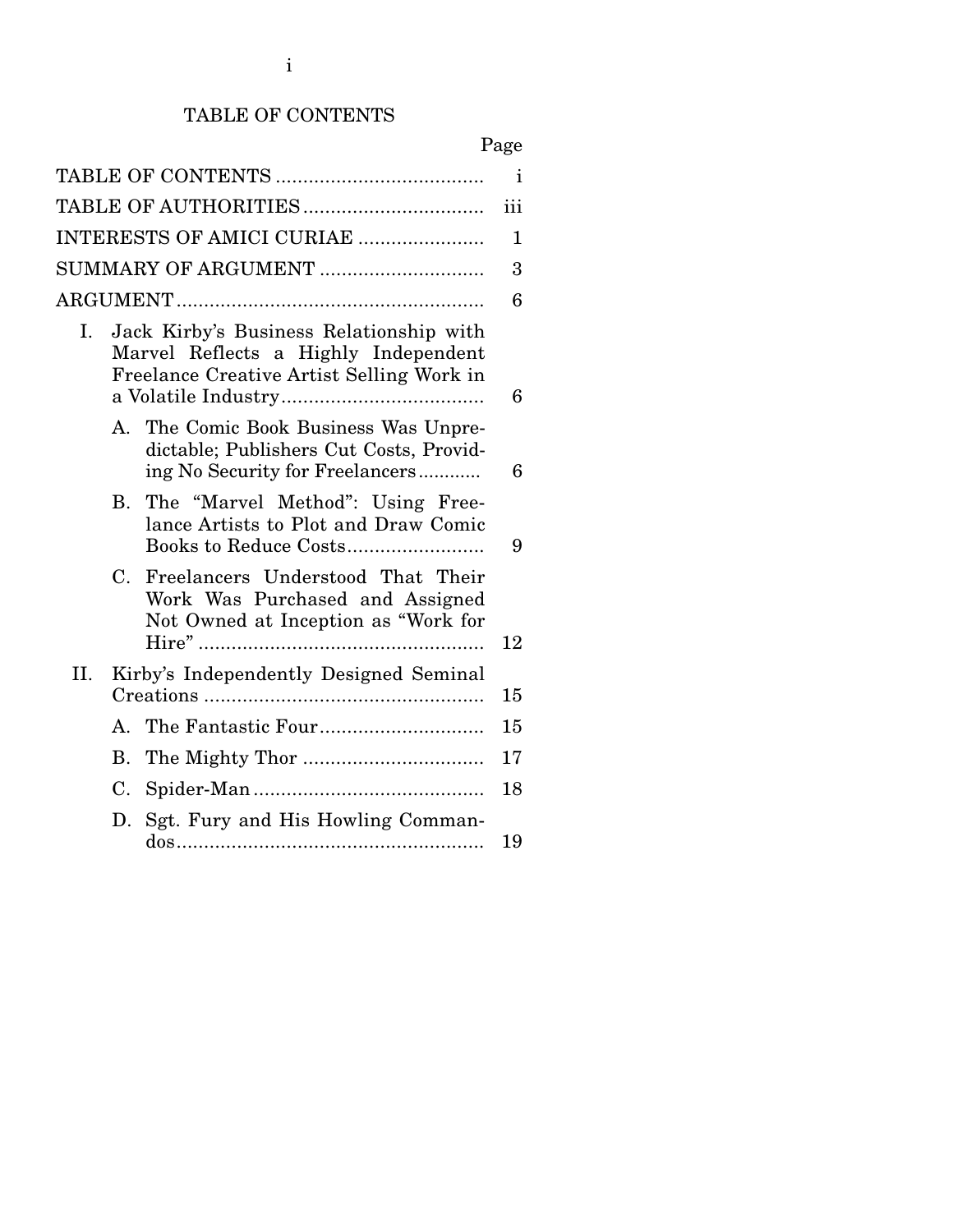# TABLE OF CONTENTS

| | Page |
|---|---|
| TABLE OF CONTENTS | i |
| TABLE OF AUTHORITIES | iii |
| INTERESTS OF AMICI CURIAE | 1 |
| SUMMARY OF ARGUMENT | 3 |
| ARGUMENT | 6 |
| I. Jack Kirby's Business Relationship with Marvel Reflects a Highly Independent Freelance Creative Artist Selling Work in a Volatile Industry | 6 |
| A. The Comic Book Business Was Unpredictable; Publishers Cut Costs, Providing No Security for Freelancers | 6 |
| B. The "Marvel Method": Using Freelance Artists to Plot and Draw Comic Books to Reduce Costs | 9 |
| C. Freelancers Understood That Their Work Was Purchased and Assigned Not Owned at Inception as "Work for Hire" | 12 |
| II. Kirby's Independently Designed Seminal Creations | 15 |
| A. The Fantastic Four | 15 |
| B. The Mighty Thor | 17 |
| C. Spider-Man | 18 |
| D. Sgt. Fury and His Howling Commandos | 19 |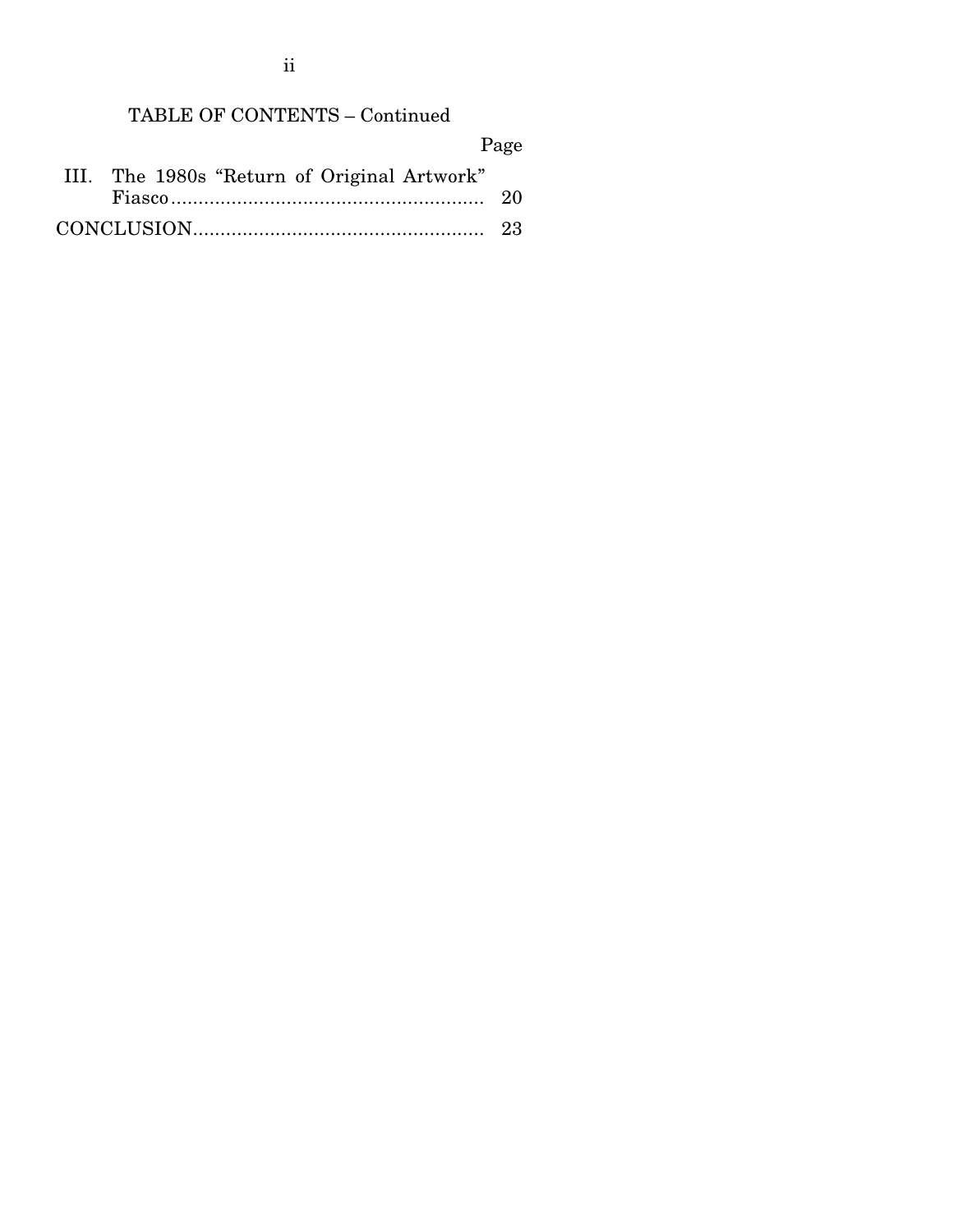TABLE OF CONTENTS – Continued

| | Page |
|---|---|
| III. The 1980s "Return of Original Artwork" Fiasco | 20 |
| CONCLUSION | 23 |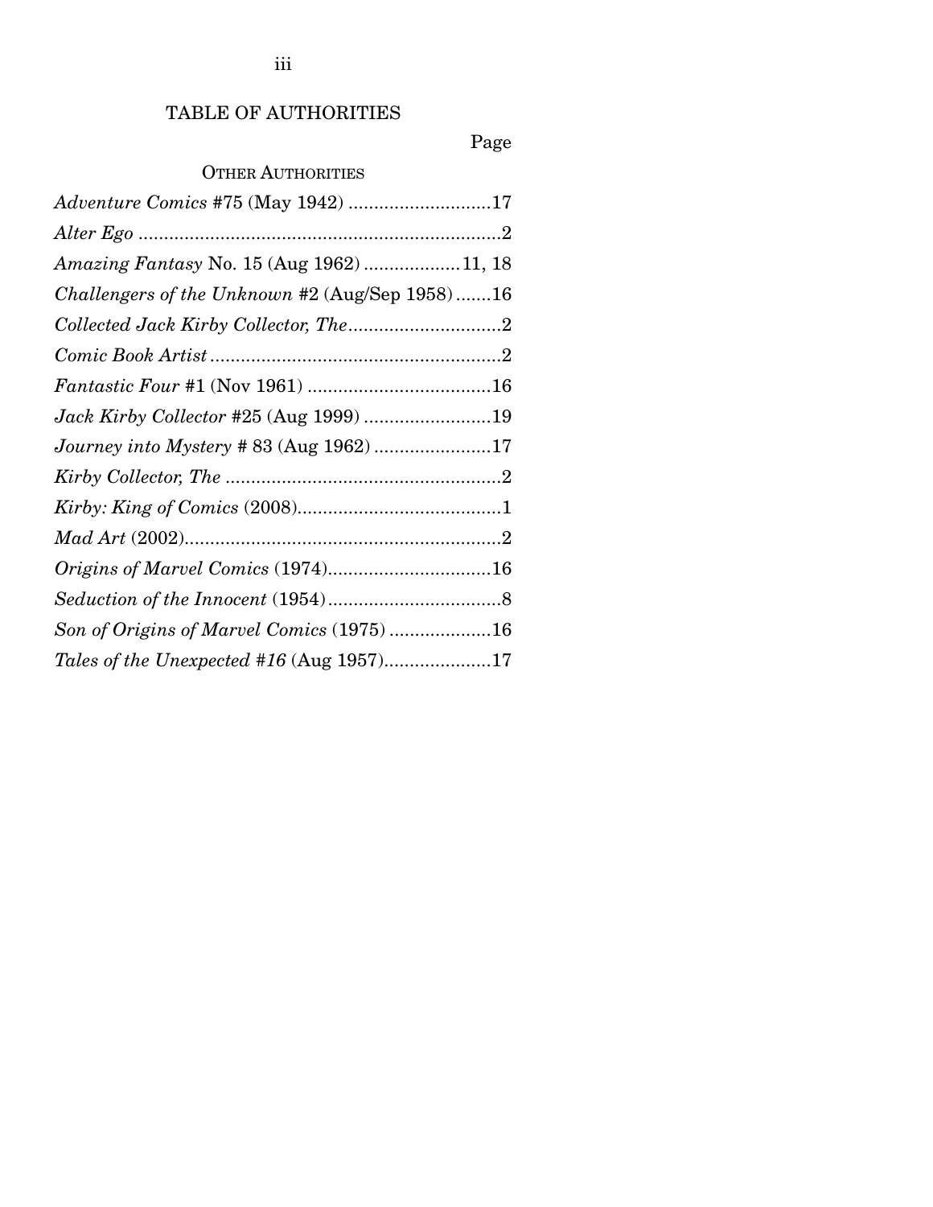# TABLE OF AUTHORITIES

Page

## OTHER AUTHORITIES

*Adventure Comics* #75 (May 1942) ............................17

*Alter Ego* .......................................................................2

*Amazing Fantasy* No. 15 (Aug 1962) ...................11, 18

*Challengers of the Unknown* #2 (Aug/Sep 1958) .......16

*Collected Jack Kirby Collector, The*..............................2

*Comic Book Artist* .........................................................2

*Fantastic Four* #1 (Nov 1961) ....................................16

*Jack Kirby Collector* #25 (Aug 1999) .........................19

*Journey into Mystery* # 83 (Aug 1962) .......................17

*Kirby Collector, The* ......................................................2

*Kirby: King of Comics* (2008)........................................1

*Mad Art* (2002)..............................................................2

*Origins of Marvel Comics* (1974)................................16

*Seduction of the Innocent* (1954)..................................8

*Son of Origins of Marvel Comics* (1975) ....................16

*Tales of the Unexpected #16* (Aug 1957).....................17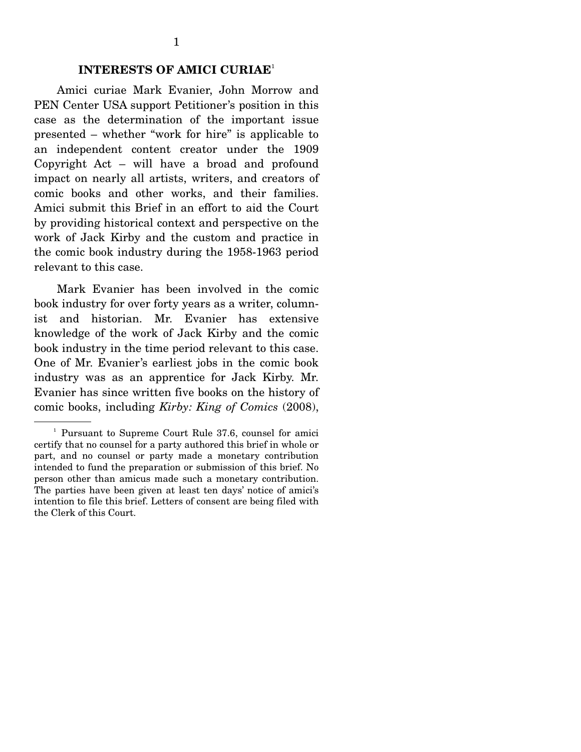## INTERESTS OF AMICI CURIAE[1]

Amici curiae Mark Evanier, John Morrow and PEN Center USA support Petitioner's position in this case as the determination of the important issue presented – whether "work for hire" is applicable to an independent content creator under the 1909 Copyright Act – will have a broad and profound impact on nearly all artists, writers, and creators of comic books and other works, and their families. Amici submit this Brief in an effort to aid the Court by providing historical context and perspective on the work of Jack Kirby and the custom and practice in the comic book industry during the 1958-1963 period relevant to this case.

Mark Evanier has been involved in the comic book industry for over forty years as a writer, columnist and historian. Mr. Evanier has extensive knowledge of the work of Jack Kirby and the comic book industry in the time period relevant to this case. One of Mr. Evanier's earliest jobs in the comic book industry was as an apprentice for Jack Kirby. Mr. Evanier has since written five books on the history of comic books, including *Kirby: King of Comics* (2008),

---

[1] Pursuant to Supreme Court Rule 37.6, counsel for amici certify that no counsel for a party authored this brief in whole or part, and no counsel or party made a monetary contribution intended to fund the preparation or submission of this brief. No person other than amicus made such a monetary contribution. The parties have been given at least ten days' notice of amici's intention to file this brief. Letters of consent are being filed with the Clerk of this Court.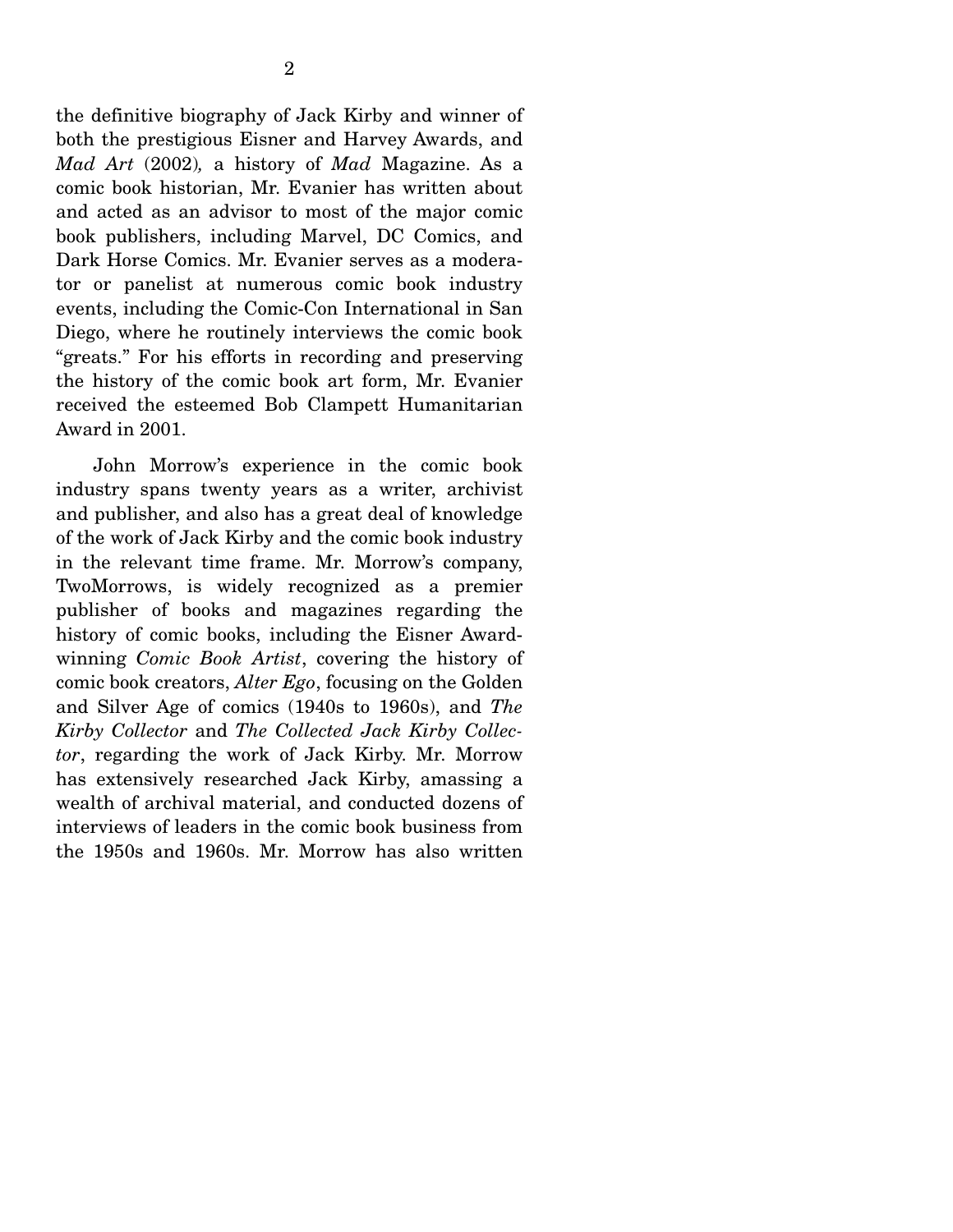the definitive biography of Jack Kirby and winner of both the prestigious Eisner and Harvey Awards, and *Mad Art* (2002), a history of *Mad* Magazine. As a comic book historian, Mr. Evanier has written about and acted as an advisor to most of the major comic book publishers, including Marvel, DC Comics, and Dark Horse Comics. Mr. Evanier serves as a moderator or panelist at numerous comic book industry events, including the Comic-Con International in San Diego, where he routinely interviews the comic book "greats." For his efforts in recording and preserving the history of the comic book art form, Mr. Evanier received the esteemed Bob Clampett Humanitarian Award in 2001.

John Morrow's experience in the comic book industry spans twenty years as a writer, archivist and publisher, and also has a great deal of knowledge of the work of Jack Kirby and the comic book industry in the relevant time frame. Mr. Morrow's company, TwoMorrows, is widely recognized as a premier publisher of books and magazines regarding the history of comic books, including the Eisner Award-winning *Comic Book Artist*, covering the history of comic book creators, *Alter Ego*, focusing on the Golden and Silver Age of comics (1940s to 1960s), and *The Kirby Collector* and *The Collected Jack Kirby Collector*, regarding the work of Jack Kirby. Mr. Morrow has extensively researched Jack Kirby, amassing a wealth of archival material, and conducted dozens of interviews of leaders in the comic book business from the 1950s and 1960s. Mr. Morrow has also written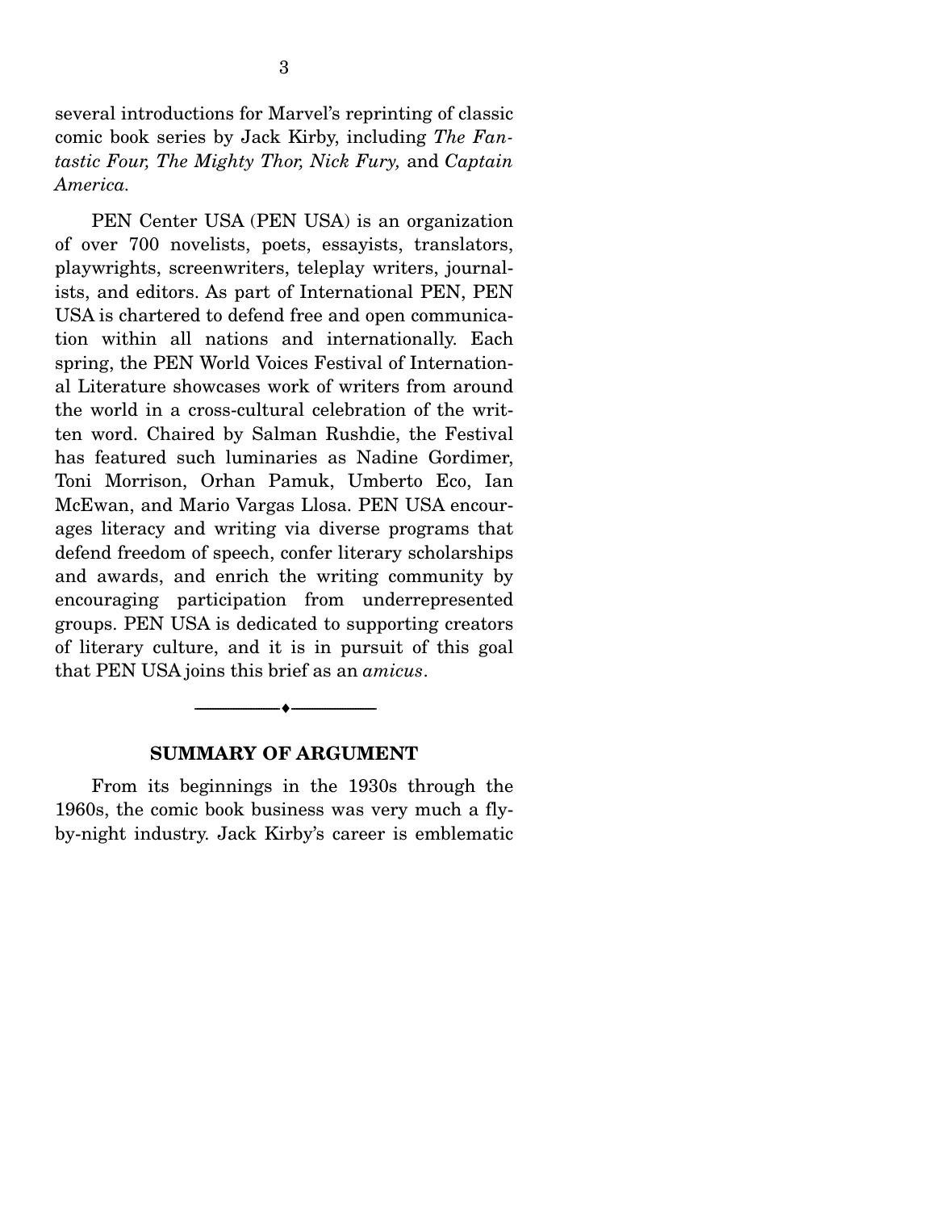several introductions for Marvel's reprinting of classic comic book series by Jack Kirby, including *The Fantastic Four, The Mighty Thor, Nick Fury,* and *Captain America.*

PEN Center USA (PEN USA) is an organization of over 700 novelists, poets, essayists, translators, playwrights, screenwriters, teleplay writers, journalists, and editors. As part of International PEN, PEN USA is chartered to defend free and open communication within all nations and internationally. Each spring, the PEN World Voices Festival of International Literature showcases work of writers from around the world in a cross-cultural celebration of the written word. Chaired by Salman Rushdie, the Festival has featured such luminaries as Nadine Gordimer, Toni Morrison, Orhan Pamuk, Umberto Eco, Ian McEwan, and Mario Vargas Llosa. PEN USA encourages literacy and writing via diverse programs that defend freedom of speech, confer literary scholarships and awards, and enrich the writing community by encouraging participation from underrepresented groups. PEN USA is dedicated to supporting creators of literary culture, and it is in pursuit of this goal that PEN USA joins this brief as an *amicus*.

---

## SUMMARY OF ARGUMENT

From its beginnings in the 1930s through the 1960s, the comic book business was very much a fly-by-night industry. Jack Kirby's career is emblematic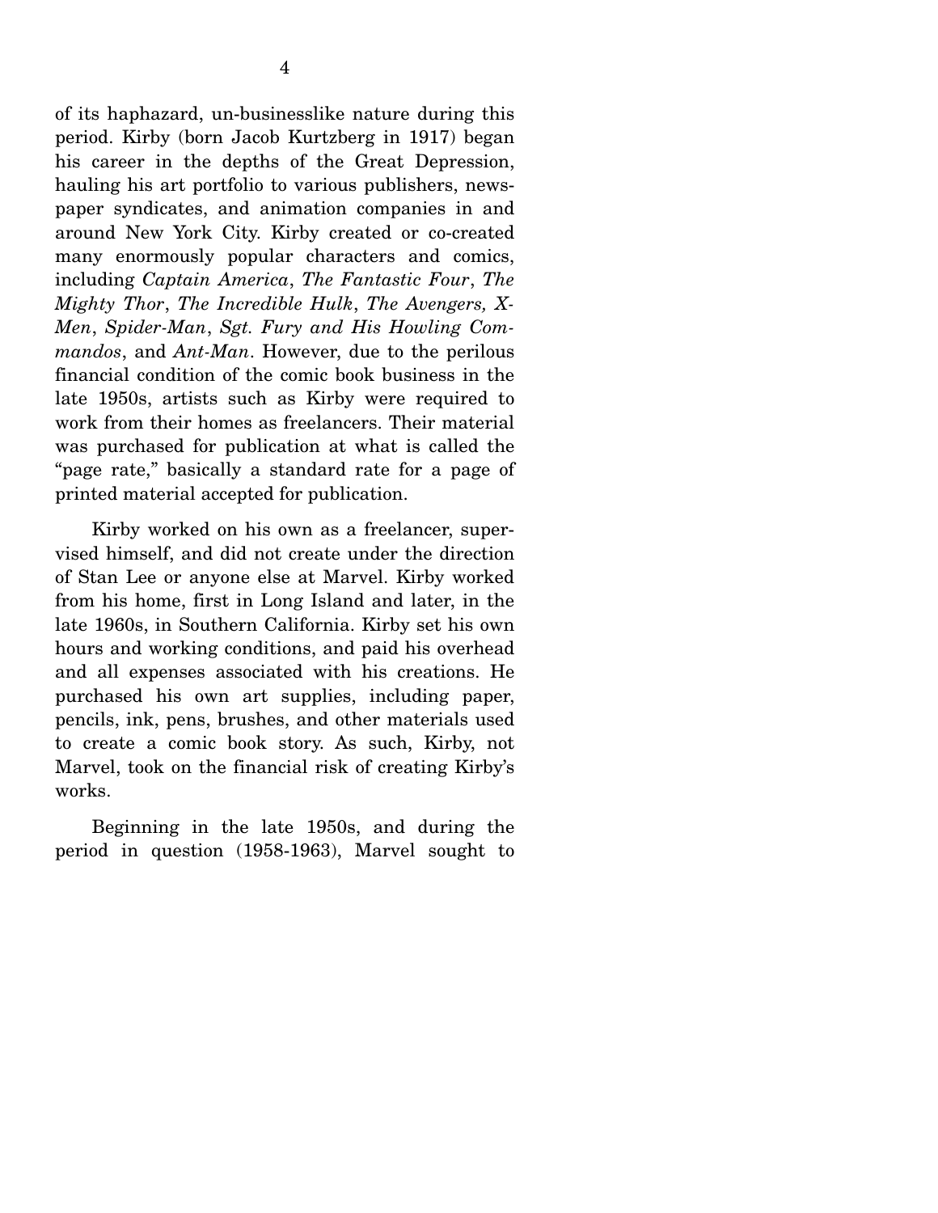of its haphazard, un-businesslike nature during this period. Kirby (born Jacob Kurtzberg in 1917) began his career in the depths of the Great Depression, hauling his art portfolio to various publishers, newspaper syndicates, and animation companies in and around New York City. Kirby created or co-created many enormously popular characters and comics, including *Captain America*, *The Fantastic Four*, *The Mighty Thor*, *The Incredible Hulk*, *The Avengers, X-Men*, *Spider-Man*, *Sgt. Fury and His Howling Commandos*, and *Ant-Man*. However, due to the perilous financial condition of the comic book business in the late 1950s, artists such as Kirby were required to work from their homes as freelancers. Their material was purchased for publication at what is called the "page rate," basically a standard rate for a page of printed material accepted for publication.

Kirby worked on his own as a freelancer, supervised himself, and did not create under the direction of Stan Lee or anyone else at Marvel. Kirby worked from his home, first in Long Island and later, in the late 1960s, in Southern California. Kirby set his own hours and working conditions, and paid his overhead and all expenses associated with his creations. He purchased his own art supplies, including paper, pencils, ink, pens, brushes, and other materials used to create a comic book story. As such, Kirby, not Marvel, took on the financial risk of creating Kirby's works.

Beginning in the late 1950s, and during the period in question (1958-1963), Marvel sought to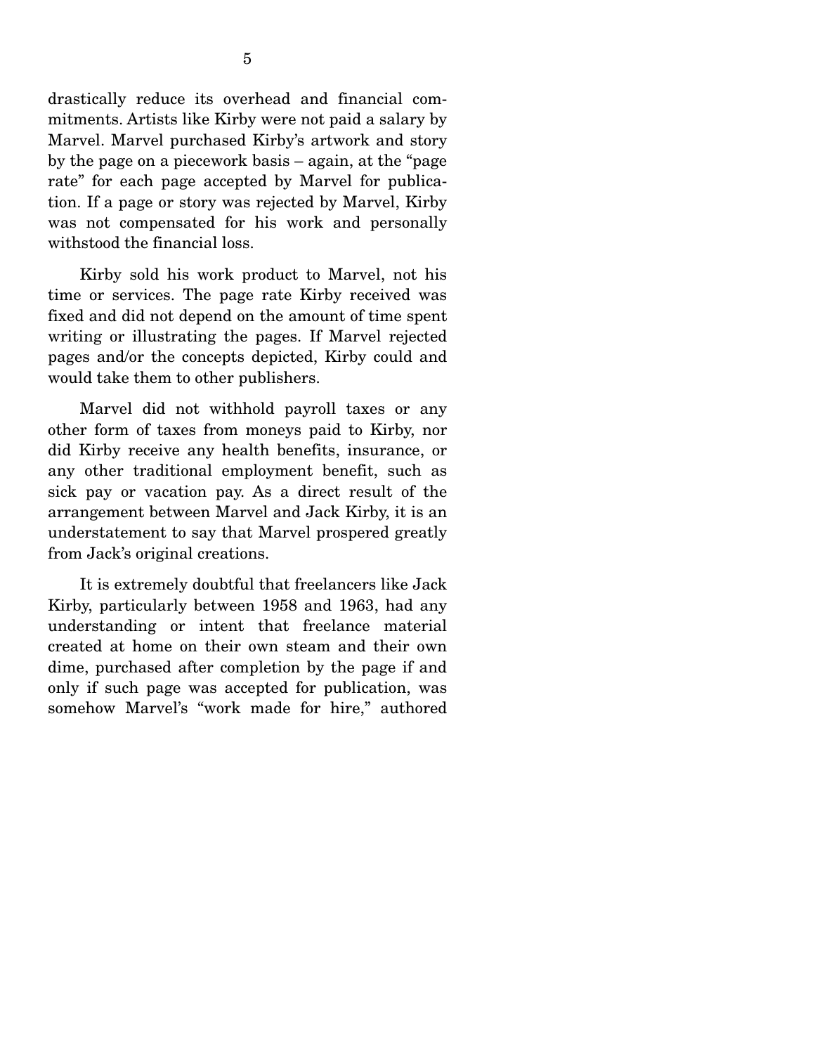drastically reduce its overhead and financial commitments. Artists like Kirby were not paid a salary by Marvel. Marvel purchased Kirby's artwork and story by the page on a piecework basis – again, at the "page rate" for each page accepted by Marvel for publication. If a page or story was rejected by Marvel, Kirby was not compensated for his work and personally withstood the financial loss.

Kirby sold his work product to Marvel, not his time or services. The page rate Kirby received was fixed and did not depend on the amount of time spent writing or illustrating the pages. If Marvel rejected pages and/or the concepts depicted, Kirby could and would take them to other publishers.

Marvel did not withhold payroll taxes or any other form of taxes from moneys paid to Kirby, nor did Kirby receive any health benefits, insurance, or any other traditional employment benefit, such as sick pay or vacation pay. As a direct result of the arrangement between Marvel and Jack Kirby, it is an understatement to say that Marvel prospered greatly from Jack's original creations.

It is extremely doubtful that freelancers like Jack Kirby, particularly between 1958 and 1963, had any understanding or intent that freelance material created at home on their own steam and their own dime, purchased after completion by the page if and only if such page was accepted for publication, was somehow Marvel's "work made for hire," authored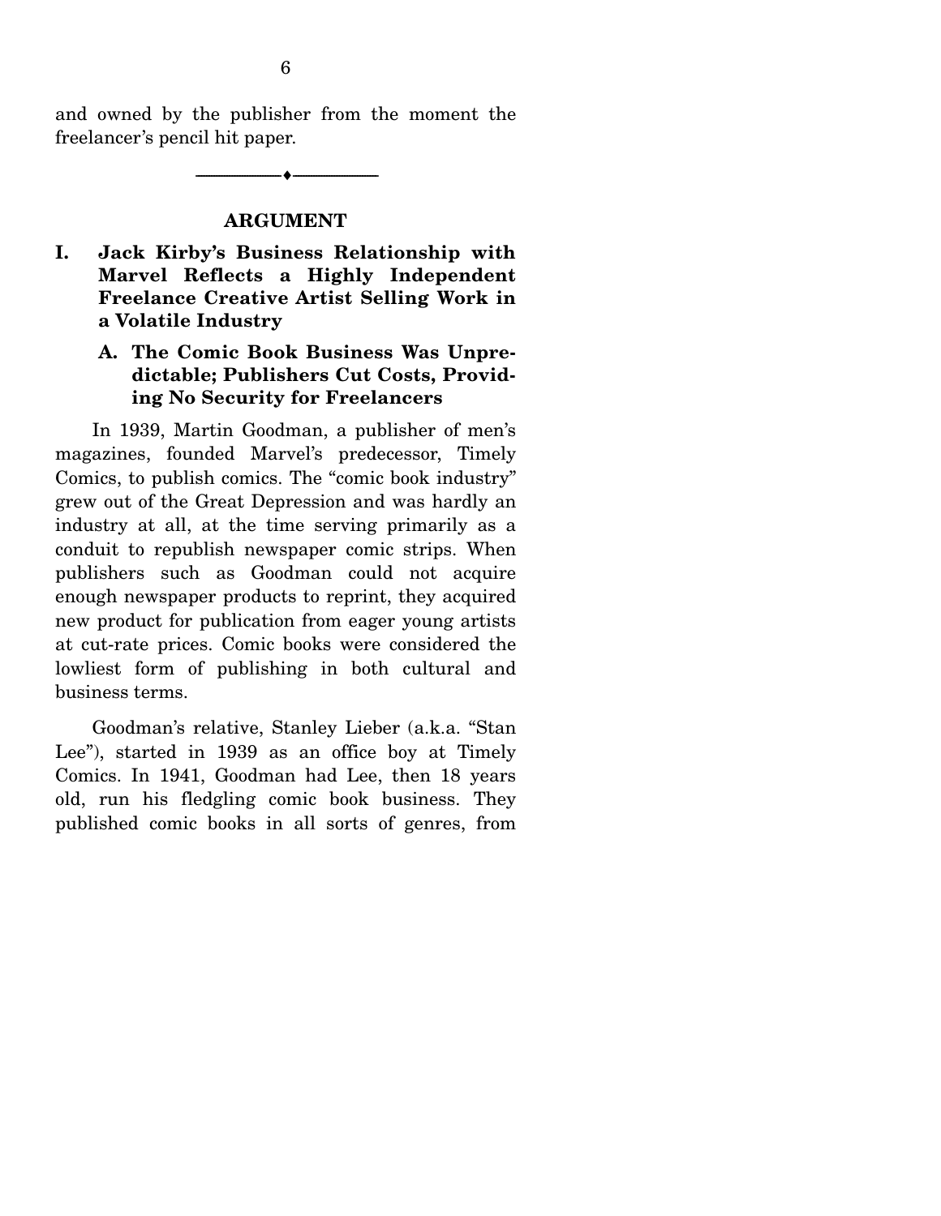and owned by the publisher from the moment the freelancer's pencil hit paper.

## ARGUMENT

### I. Jack Kirby's Business Relationship with Marvel Reflects a Highly Independent Freelance Creative Artist Selling Work in a Volatile Industry

#### A. The Comic Book Business Was Unpredictable; Publishers Cut Costs, Providing No Security for Freelancers

In 1939, Martin Goodman, a publisher of men's magazines, founded Marvel's predecessor, Timely Comics, to publish comics. The "comic book industry" grew out of the Great Depression and was hardly an industry at all, at the time serving primarily as a conduit to republish newspaper comic strips. When publishers such as Goodman could not acquire enough newspaper products to reprint, they acquired new product for publication from eager young artists at cut-rate prices. Comic books were considered the lowliest form of publishing in both cultural and business terms.

Goodman's relative, Stanley Lieber (a.k.a. "Stan Lee"), started in 1939 as an office boy at Timely Comics. In 1941, Goodman had Lee, then 18 years old, run his fledgling comic book business. They published comic books in all sorts of genres, from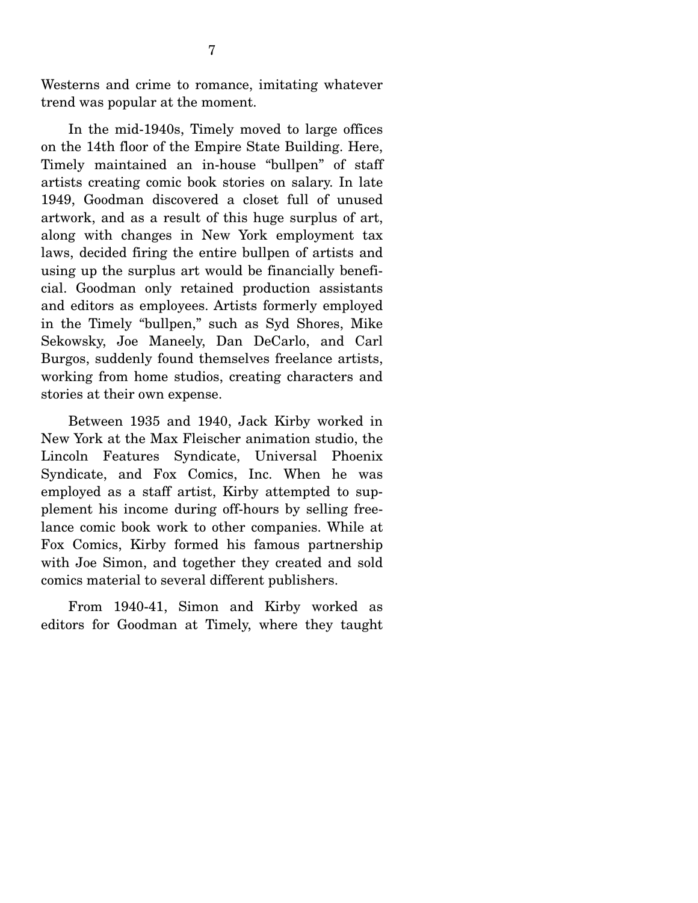Westerns and crime to romance, imitating whatever trend was popular at the moment.

In the mid-1940s, Timely moved to large offices on the 14th floor of the Empire State Building. Here, Timely maintained an in-house "bullpen" of staff artists creating comic book stories on salary. In late 1949, Goodman discovered a closet full of unused artwork, and as a result of this huge surplus of art, along with changes in New York employment tax laws, decided firing the entire bullpen of artists and using up the surplus art would be financially beneficial. Goodman only retained production assistants and editors as employees. Artists formerly employed in the Timely "bullpen," such as Syd Shores, Mike Sekowsky, Joe Maneely, Dan DeCarlo, and Carl Burgos, suddenly found themselves freelance artists, working from home studios, creating characters and stories at their own expense.

Between 1935 and 1940, Jack Kirby worked in New York at the Max Fleischer animation studio, the Lincoln Features Syndicate, Universal Phoenix Syndicate, and Fox Comics, Inc. When he was employed as a staff artist, Kirby attempted to supplement his income during off-hours by selling freelance comic book work to other companies. While at Fox Comics, Kirby formed his famous partnership with Joe Simon, and together they created and sold comics material to several different publishers.

From 1940-41, Simon and Kirby worked as editors for Goodman at Timely, where they taught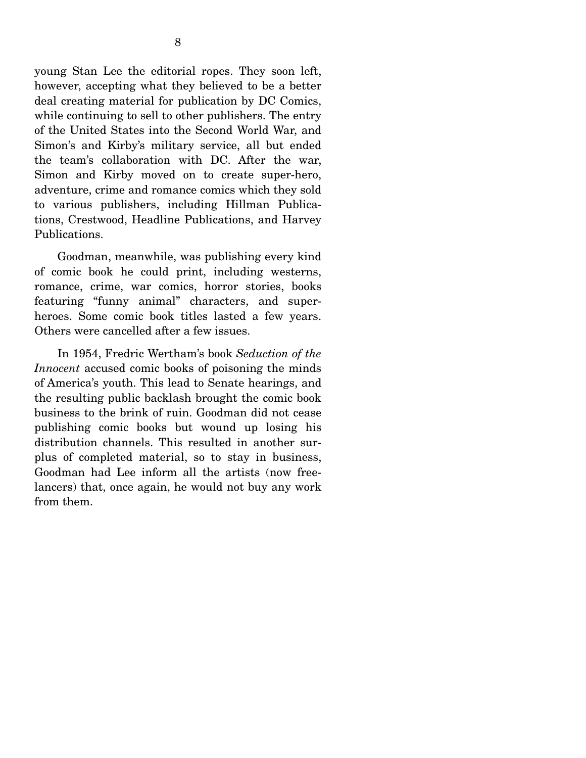young Stan Lee the editorial ropes. They soon left, however, accepting what they believed to be a better deal creating material for publication by DC Comics, while continuing to sell to other publishers. The entry of the United States into the Second World War, and Simon's and Kirby's military service, all but ended the team's collaboration with DC. After the war, Simon and Kirby moved on to create super-hero, adventure, crime and romance comics which they sold to various publishers, including Hillman Publications, Crestwood, Headline Publications, and Harvey Publications.

Goodman, meanwhile, was publishing every kind of comic book he could print, including westerns, romance, crime, war comics, horror stories, books featuring "funny animal" characters, and super-heroes. Some comic book titles lasted a few years. Others were cancelled after a few issues.

In 1954, Fredric Wertham's book *Seduction of the Innocent* accused comic books of poisoning the minds of America's youth. This lead to Senate hearings, and the resulting public backlash brought the comic book business to the brink of ruin. Goodman did not cease publishing comic books but wound up losing his distribution channels. This resulted in another surplus of completed material, so to stay in business, Goodman had Lee inform all the artists (now free-lancers) that, once again, he would not buy any work from them.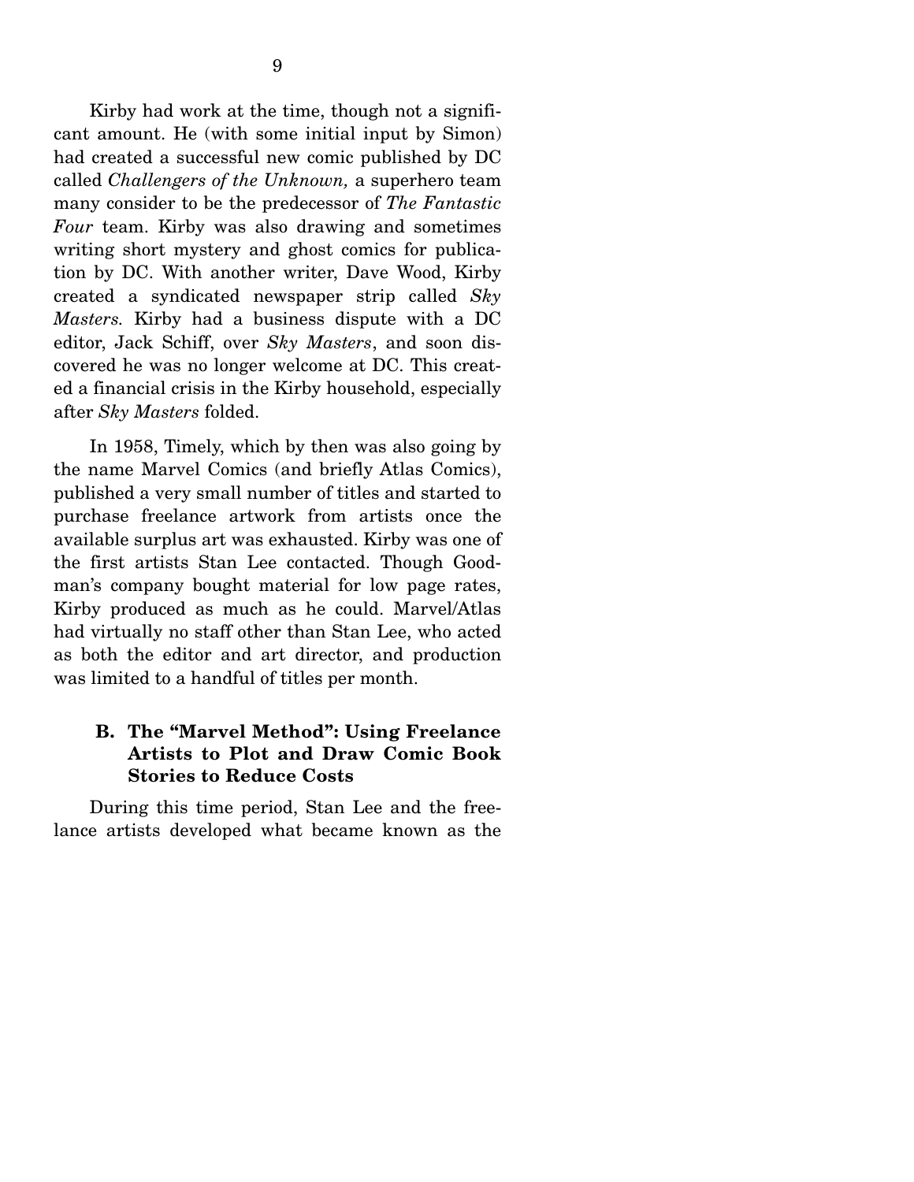Kirby had work at the time, though not a significant amount. He (with some initial input by Simon) had created a successful new comic published by DC called *Challengers of the Unknown,* a superhero team many consider to be the predecessor of *The Fantastic Four* team. Kirby was also drawing and sometimes writing short mystery and ghost comics for publication by DC. With another writer, Dave Wood, Kirby created a syndicated newspaper strip called *Sky Masters.* Kirby had a business dispute with a DC editor, Jack Schiff, over *Sky Masters*, and soon discovered he was no longer welcome at DC. This created a financial crisis in the Kirby household, especially after *Sky Masters* folded.

In 1958, Timely, which by then was also going by the name Marvel Comics (and briefly Atlas Comics), published a very small number of titles and started to purchase freelance artwork from artists once the available surplus art was exhausted. Kirby was one of the first artists Stan Lee contacted. Though Goodman's company bought material for low page rates, Kirby produced as much as he could. Marvel/Atlas had virtually no staff other than Stan Lee, who acted as both the editor and art director, and production was limited to a handful of titles per month.

### B. The "Marvel Method": Using Freelance Artists to Plot and Draw Comic Book Stories to Reduce Costs

During this time period, Stan Lee and the freelance artists developed what became known as the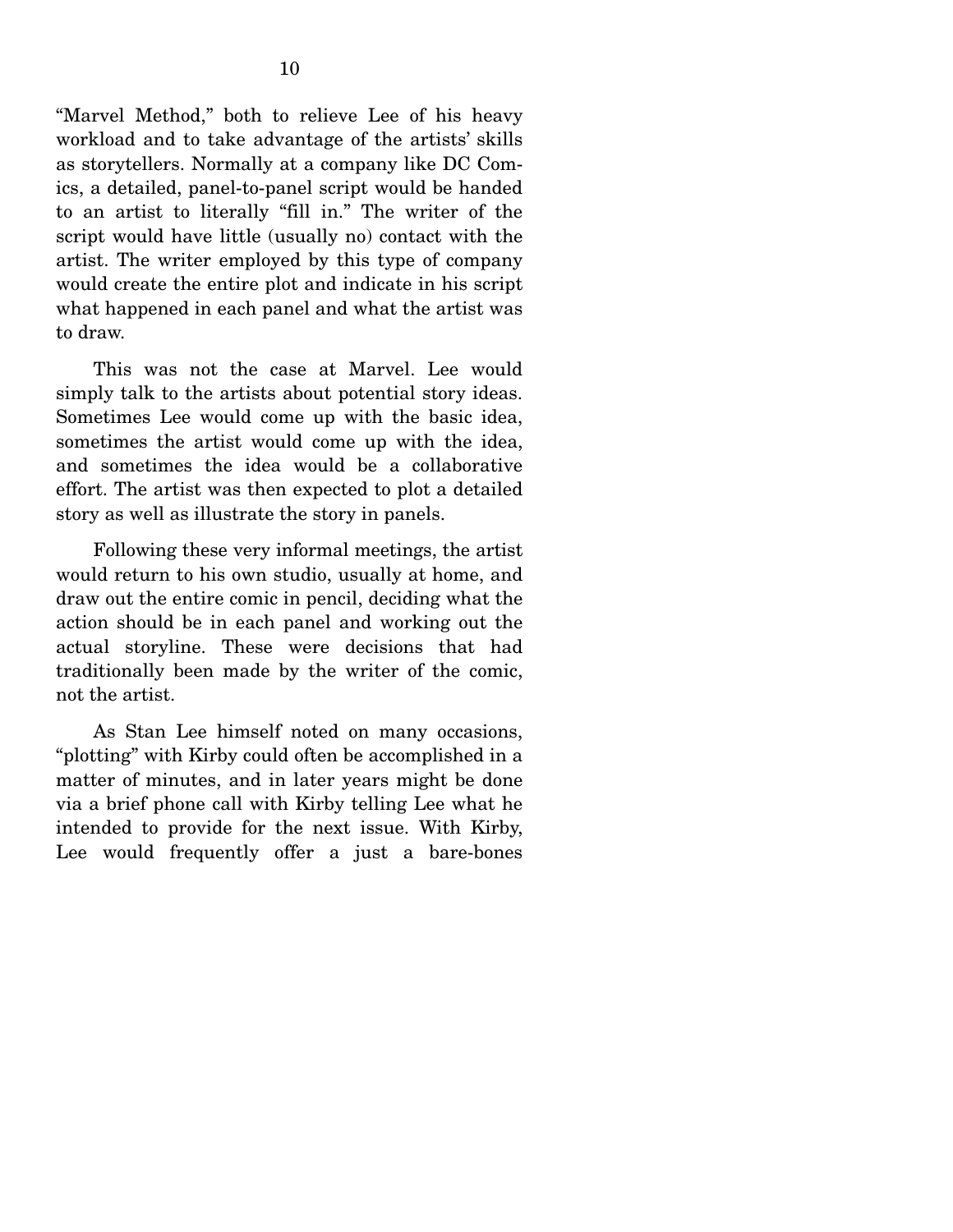"Marvel Method," both to relieve Lee of his heavy workload and to take advantage of the artists' skills as storytellers. Normally at a company like DC Comics, a detailed, panel-to-panel script would be handed to an artist to literally "fill in." The writer of the script would have little (usually no) contact with the artist. The writer employed by this type of company would create the entire plot and indicate in his script what happened in each panel and what the artist was to draw.

This was not the case at Marvel. Lee would simply talk to the artists about potential story ideas. Sometimes Lee would come up with the basic idea, sometimes the artist would come up with the idea, and sometimes the idea would be a collaborative effort. The artist was then expected to plot a detailed story as well as illustrate the story in panels.

Following these very informal meetings, the artist would return to his own studio, usually at home, and draw out the entire comic in pencil, deciding what the action should be in each panel and working out the actual storyline. These were decisions that had traditionally been made by the writer of the comic, not the artist.

As Stan Lee himself noted on many occasions, "plotting" with Kirby could often be accomplished in a matter of minutes, and in later years might be done via a brief phone call with Kirby telling Lee what he intended to provide for the next issue. With Kirby, Lee would frequently offer a just a bare-bones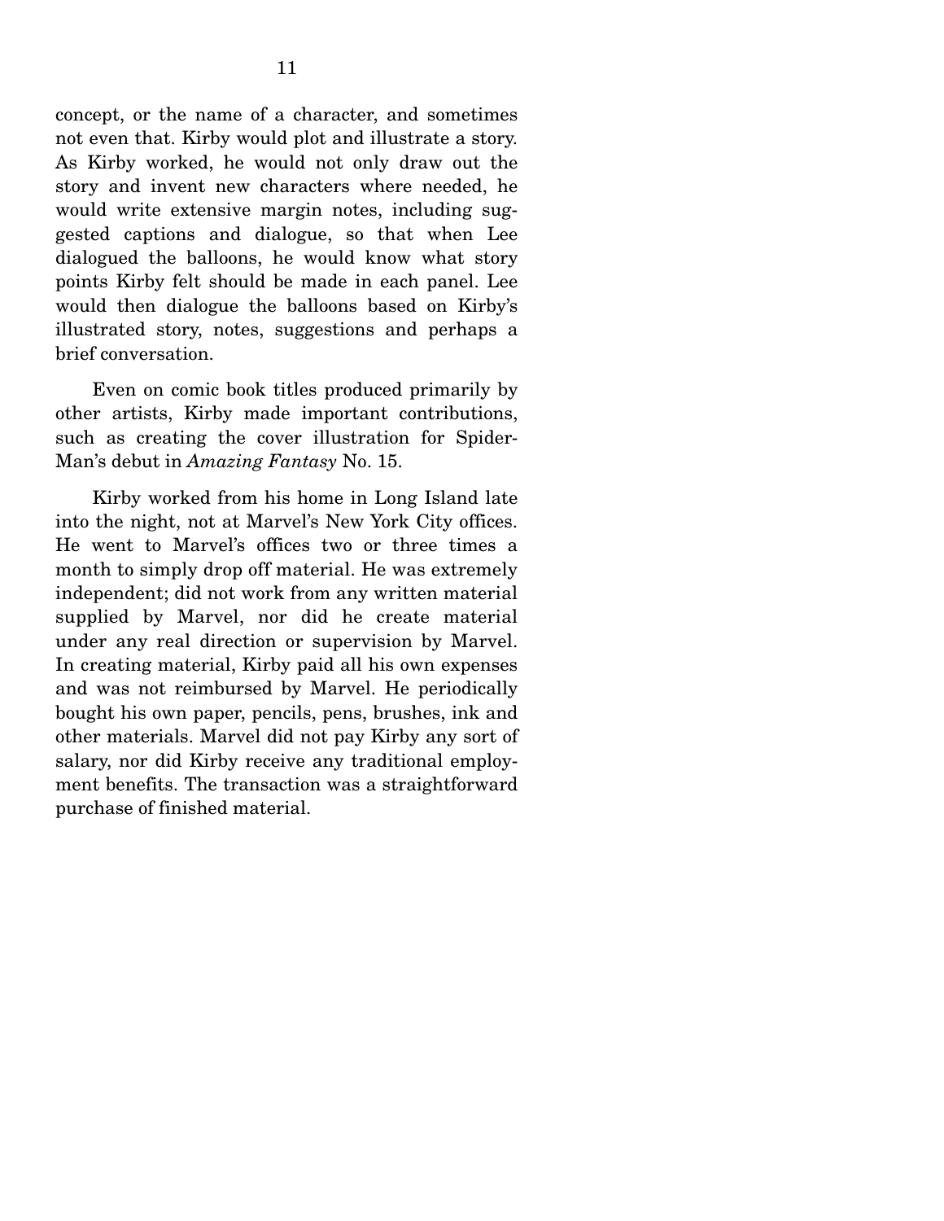concept, or the name of a character, and sometimes not even that. Kirby would plot and illustrate a story. As Kirby worked, he would not only draw out the story and invent new characters where needed, he would write extensive margin notes, including suggested captions and dialogue, so that when Lee dialogued the balloons, he would know what story points Kirby felt should be made in each panel. Lee would then dialogue the balloons based on Kirby's illustrated story, notes, suggestions and perhaps a brief conversation.

Even on comic book titles produced primarily by other artists, Kirby made important contributions, such as creating the cover illustration for Spider-Man's debut in *Amazing Fantasy* No. 15.

Kirby worked from his home in Long Island late into the night, not at Marvel's New York City offices. He went to Marvel's offices two or three times a month to simply drop off material. He was extremely independent; did not work from any written material supplied by Marvel, nor did he create material under any real direction or supervision by Marvel. In creating material, Kirby paid all his own expenses and was not reimbursed by Marvel. He periodically bought his own paper, pencils, pens, brushes, ink and other materials. Marvel did not pay Kirby any sort of salary, nor did Kirby receive any traditional employment benefits. The transaction was a straightforward purchase of finished material.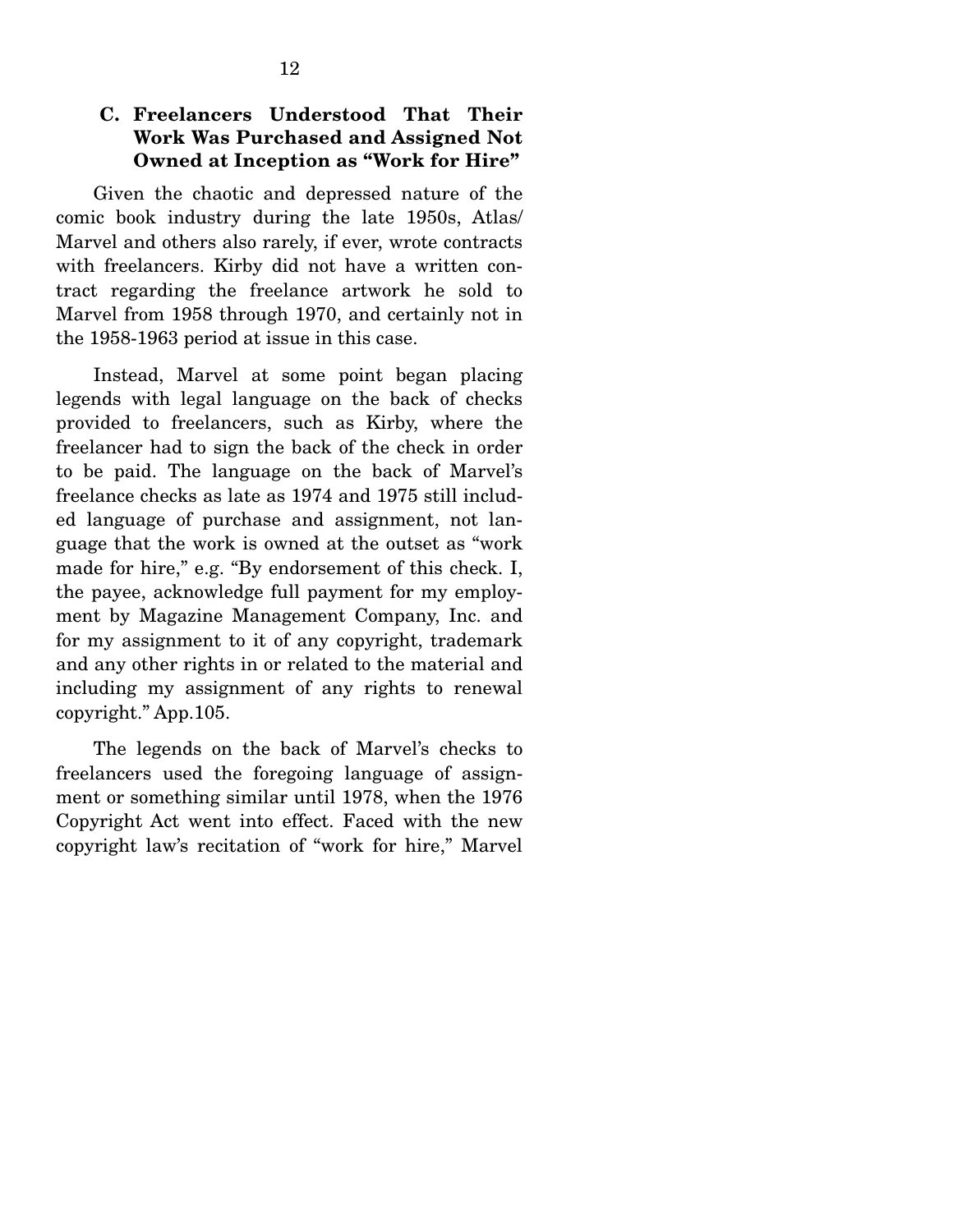### C. Freelancers Understood That Their Work Was Purchased and Assigned Not Owned at Inception as "Work for Hire"

Given the chaotic and depressed nature of the comic book industry during the late 1950s, Atlas/ Marvel and others also rarely, if ever, wrote contracts with freelancers. Kirby did not have a written contract regarding the freelance artwork he sold to Marvel from 1958 through 1970, and certainly not in the 1958-1963 period at issue in this case.

Instead, Marvel at some point began placing legends with legal language on the back of checks provided to freelancers, such as Kirby, where the freelancer had to sign the back of the check in order to be paid. The language on the back of Marvel's freelance checks as late as 1974 and 1975 still included language of purchase and assignment, not language that the work is owned at the outset as "work made for hire," e.g. "By endorsement of this check. I, the payee, acknowledge full payment for my employment by Magazine Management Company, Inc. and for my assignment to it of any copyright, trademark and any other rights in or related to the material and including my assignment of any rights to renewal copyright." App.105.

The legends on the back of Marvel's checks to freelancers used the foregoing language of assignment or something similar until 1978, when the 1976 Copyright Act went into effect. Faced with the new copyright law's recitation of "work for hire," Marvel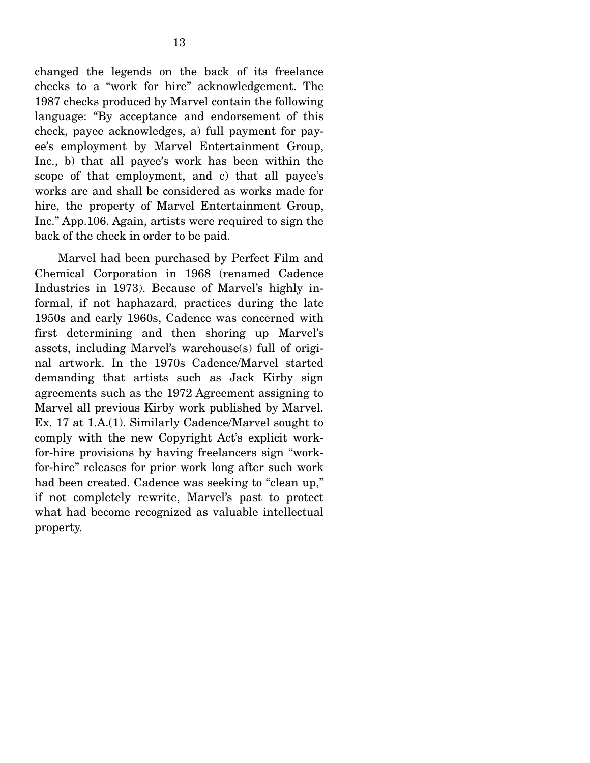changed the legends on the back of its freelance checks to a "work for hire" acknowledgement. The 1987 checks produced by Marvel contain the following language: "By acceptance and endorsement of this check, payee acknowledges, a) full payment for payee's employment by Marvel Entertainment Group, Inc., b) that all payee's work has been within the scope of that employment, and c) that all payee's works are and shall be considered as works made for hire, the property of Marvel Entertainment Group, Inc." App.106. Again, artists were required to sign the back of the check in order to be paid.

Marvel had been purchased by Perfect Film and Chemical Corporation in 1968 (renamed Cadence Industries in 1973). Because of Marvel's highly informal, if not haphazard, practices during the late 1950s and early 1960s, Cadence was concerned with first determining and then shoring up Marvel's assets, including Marvel's warehouse(s) full of original artwork. In the 1970s Cadence/Marvel started demanding that artists such as Jack Kirby sign agreements such as the 1972 Agreement assigning to Marvel all previous Kirby work published by Marvel. Ex. 17 at 1.A.(1). Similarly Cadence/Marvel sought to comply with the new Copyright Act's explicit work-for-hire provisions by having freelancers sign "work-for-hire" releases for prior work long after such work had been created. Cadence was seeking to "clean up," if not completely rewrite, Marvel's past to protect what had become recognized as valuable intellectual property.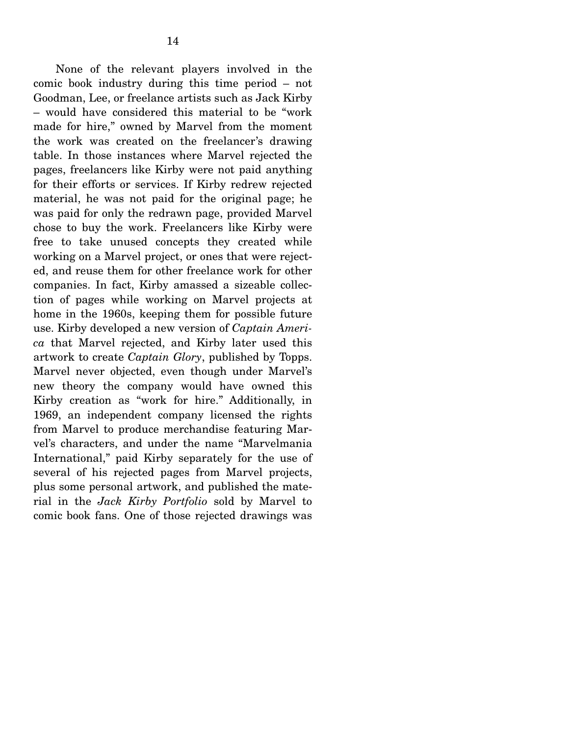None of the relevant players involved in the comic book industry during this time period – not Goodman, Lee, or freelance artists such as Jack Kirby – would have considered this material to be "work made for hire," owned by Marvel from the moment the work was created on the freelancer's drawing table. In those instances where Marvel rejected the pages, freelancers like Kirby were not paid anything for their efforts or services. If Kirby redrew rejected material, he was not paid for the original page; he was paid for only the redrawn page, provided Marvel chose to buy the work. Freelancers like Kirby were free to take unused concepts they created while working on a Marvel project, or ones that were rejected, and reuse them for other freelance work for other companies. In fact, Kirby amassed a sizeable collection of pages while working on Marvel projects at home in the 1960s, keeping them for possible future use. Kirby developed a new version of *Captain America* that Marvel rejected, and Kirby later used this artwork to create *Captain Glory*, published by Topps. Marvel never objected, even though under Marvel's new theory the company would have owned this Kirby creation as "work for hire." Additionally, in 1969, an independent company licensed the rights from Marvel to produce merchandise featuring Marvel's characters, and under the name "Marvelmania International," paid Kirby separately for the use of several of his rejected pages from Marvel projects, plus some personal artwork, and published the material in the *Jack Kirby Portfolio* sold by Marvel to comic book fans. One of those rejected drawings was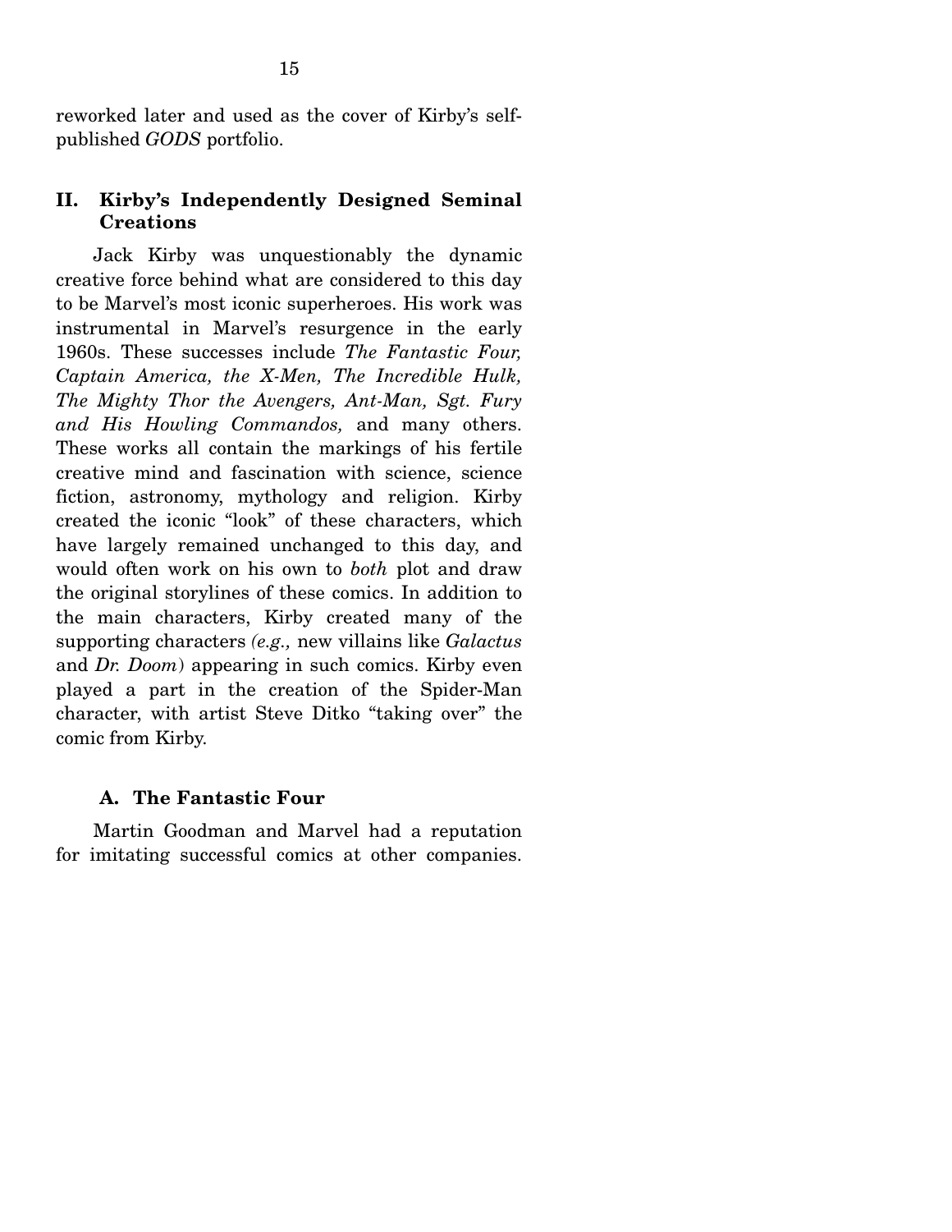reworked later and used as the cover of Kirby's self-published *GODS* portfolio.

## II. Kirby's Independently Designed Seminal Creations

Jack Kirby was unquestionably the dynamic creative force behind what are considered to this day to be Marvel's most iconic superheroes. His work was instrumental in Marvel's resurgence in the early 1960s. These successes include *The Fantastic Four, Captain America, the X-Men, The Incredible Hulk, The Mighty Thor the Avengers, Ant-Man, Sgt. Fury and His Howling Commandos,* and many others. These works all contain the markings of his fertile creative mind and fascination with science, science fiction, astronomy, mythology and religion. Kirby created the iconic "look" of these characters, which have largely remained unchanged to this day, and would often work on his own to *both* plot and draw the original storylines of these comics. In addition to the main characters, Kirby created many of the supporting characters *(e.g.,* new villains like *Galactus* and *Dr. Doom*) appearing in such comics. Kirby even played a part in the creation of the Spider-Man character, with artist Steve Ditko "taking over" the comic from Kirby.

### A. The Fantastic Four

Martin Goodman and Marvel had a reputation for imitating successful comics at other companies.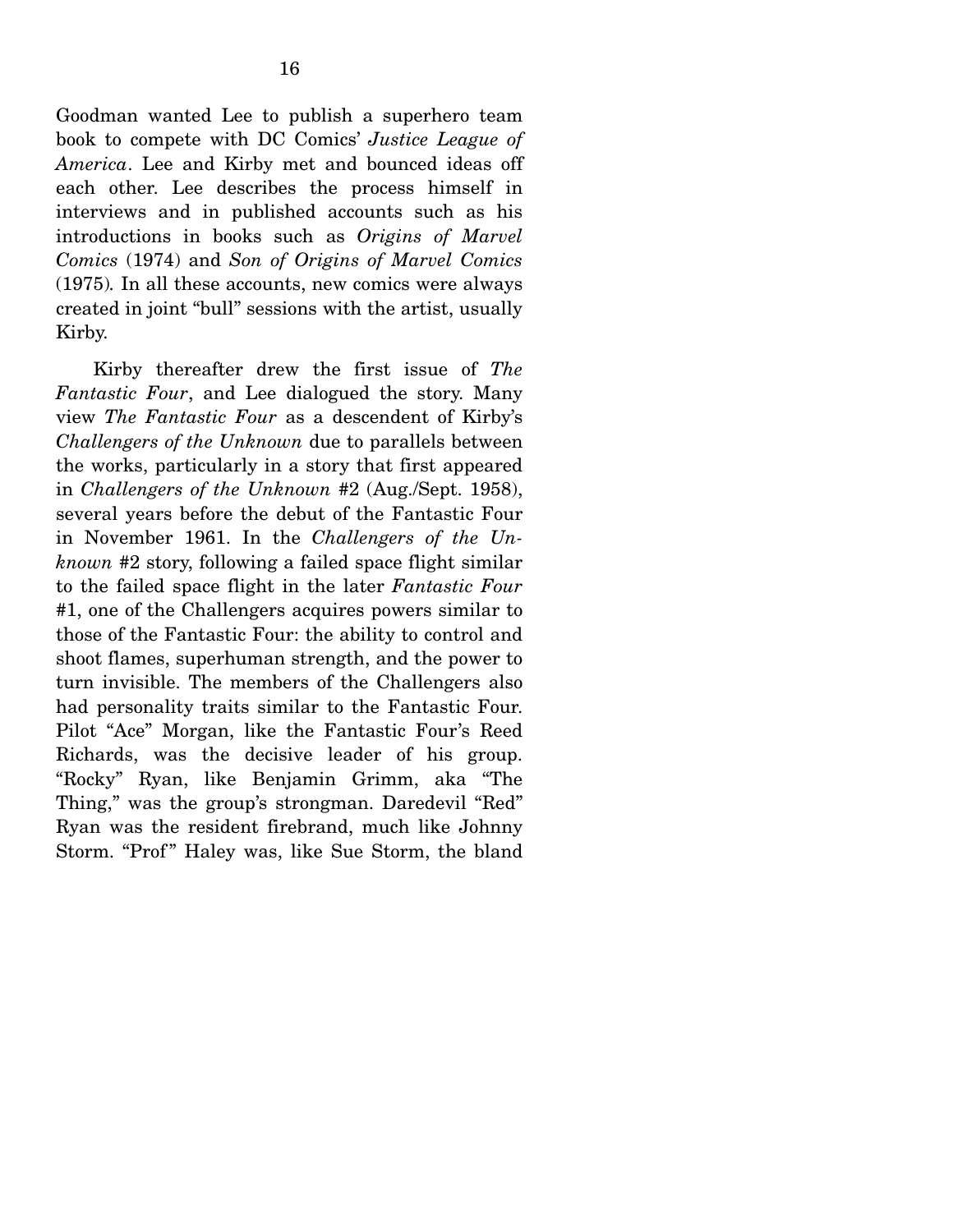Goodman wanted Lee to publish a superhero team book to compete with DC Comics' *Justice League of America*. Lee and Kirby met and bounced ideas off each other. Lee describes the process himself in interviews and in published accounts such as his introductions in books such as *Origins of Marvel Comics* (1974) and *Son of Origins of Marvel Comics* (1975). In all these accounts, new comics were always created in joint "bull" sessions with the artist, usually Kirby.

Kirby thereafter drew the first issue of *The Fantastic Four*, and Lee dialogued the story. Many view *The Fantastic Four* as a descendent of Kirby's *Challengers of the Unknown* due to parallels between the works, particularly in a story that first appeared in *Challengers of the Unknown* #2 (Aug./Sept. 1958), several years before the debut of the Fantastic Four in November 1961. In the *Challengers of the Unknown* #2 story, following a failed space flight similar to the failed space flight in the later *Fantastic Four* #1, one of the Challengers acquires powers similar to those of the Fantastic Four: the ability to control and shoot flames, superhuman strength, and the power to turn invisible. The members of the Challengers also had personality traits similar to the Fantastic Four. Pilot "Ace" Morgan, like the Fantastic Four's Reed Richards, was the decisive leader of his group. "Rocky" Ryan, like Benjamin Grimm, aka "The Thing," was the group's strongman. Daredevil "Red" Ryan was the resident firebrand, much like Johnny Storm. "Prof" Haley was, like Sue Storm, the bland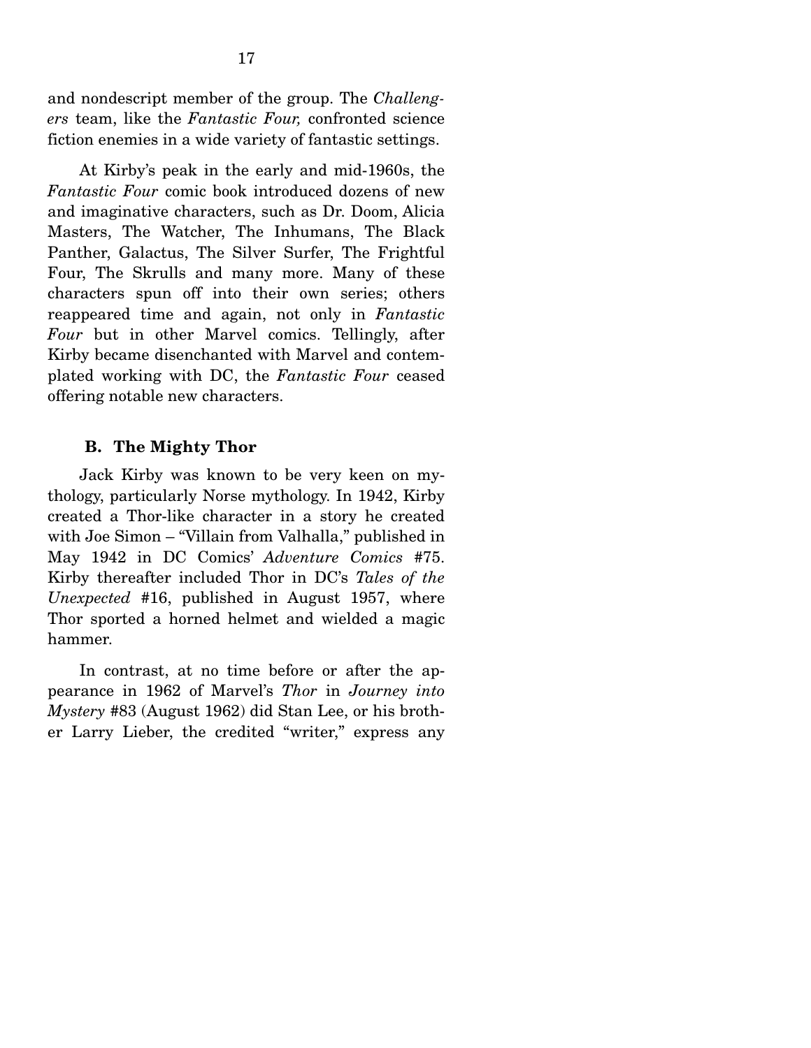and nondescript member of the group. The *Challengers* team, like the *Fantastic Four,* confronted science fiction enemies in a wide variety of fantastic settings.

At Kirby's peak in the early and mid-1960s, the *Fantastic Four* comic book introduced dozens of new and imaginative characters, such as Dr. Doom, Alicia Masters, The Watcher, The Inhumans, The Black Panther, Galactus, The Silver Surfer, The Frightful Four, The Skrulls and many more. Many of these characters spun off into their own series; others reappeared time and again, not only in *Fantastic Four* but in other Marvel comics. Tellingly, after Kirby became disenchanted with Marvel and contemplated working with DC, the *Fantastic Four* ceased offering notable new characters.

### B. The Mighty Thor

Jack Kirby was known to be very keen on mythology, particularly Norse mythology. In 1942, Kirby created a Thor-like character in a story he created with Joe Simon – "Villain from Valhalla," published in May 1942 in DC Comics' *Adventure Comics* #75. Kirby thereafter included Thor in DC's *Tales of the Unexpected* #16, published in August 1957, where Thor sported a horned helmet and wielded a magic hammer.

In contrast, at no time before or after the appearance in 1962 of Marvel's *Thor* in *Journey into Mystery* #83 (August 1962) did Stan Lee, or his brother Larry Lieber, the credited "writer," express any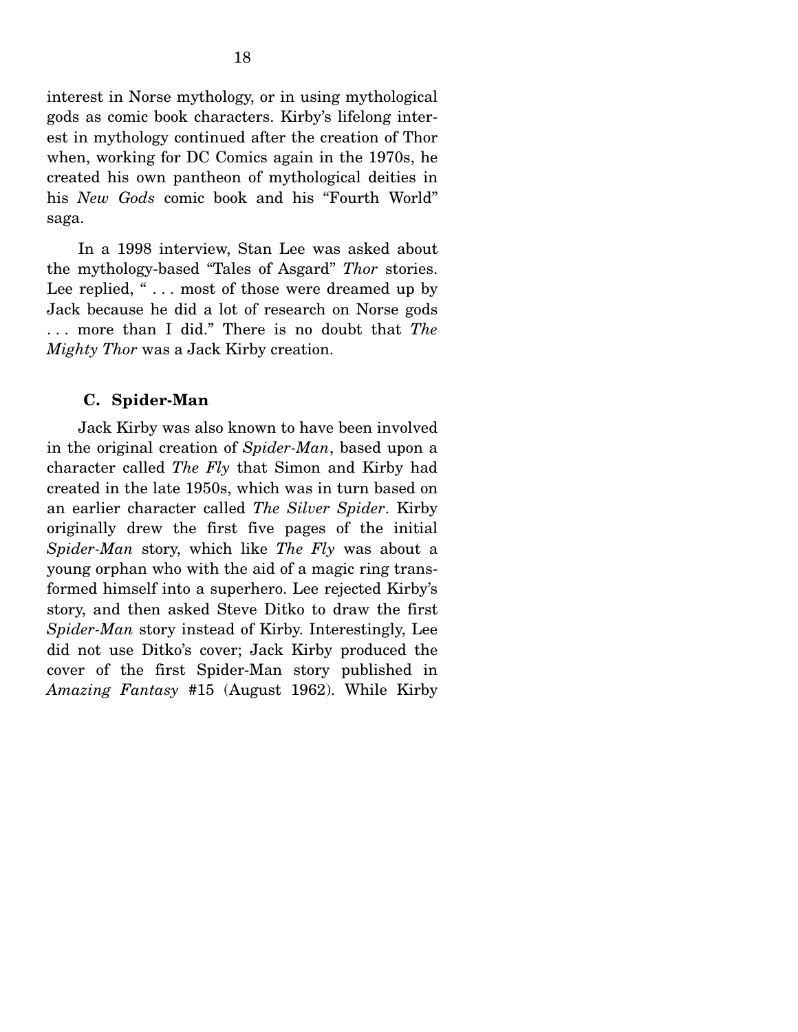interest in Norse mythology, or in using mythological gods as comic book characters. Kirby's lifelong interest in mythology continued after the creation of Thor when, working for DC Comics again in the 1970s, he created his own pantheon of mythological deities in his *New Gods* comic book and his "Fourth World" saga.

In a 1998 interview, Stan Lee was asked about the mythology-based "Tales of Asgard" *Thor* stories. Lee replied, " . . . most of those were dreamed up by Jack because he did a lot of research on Norse gods . . . more than I did." There is no doubt that *The Mighty Thor* was a Jack Kirby creation.

### C. Spider-Man

Jack Kirby was also known to have been involved in the original creation of *Spider-Man*, based upon a character called *The Fly* that Simon and Kirby had created in the late 1950s, which was in turn based on an earlier character called *The Silver Spider*. Kirby originally drew the first five pages of the initial *Spider-Man* story, which like *The Fly* was about a young orphan who with the aid of a magic ring transformed himself into a superhero. Lee rejected Kirby's story, and then asked Steve Ditko to draw the first *Spider-Man* story instead of Kirby. Interestingly, Lee did not use Ditko's cover; Jack Kirby produced the cover of the first Spider-Man story published in *Amazing Fantasy* #15 (August 1962). While Kirby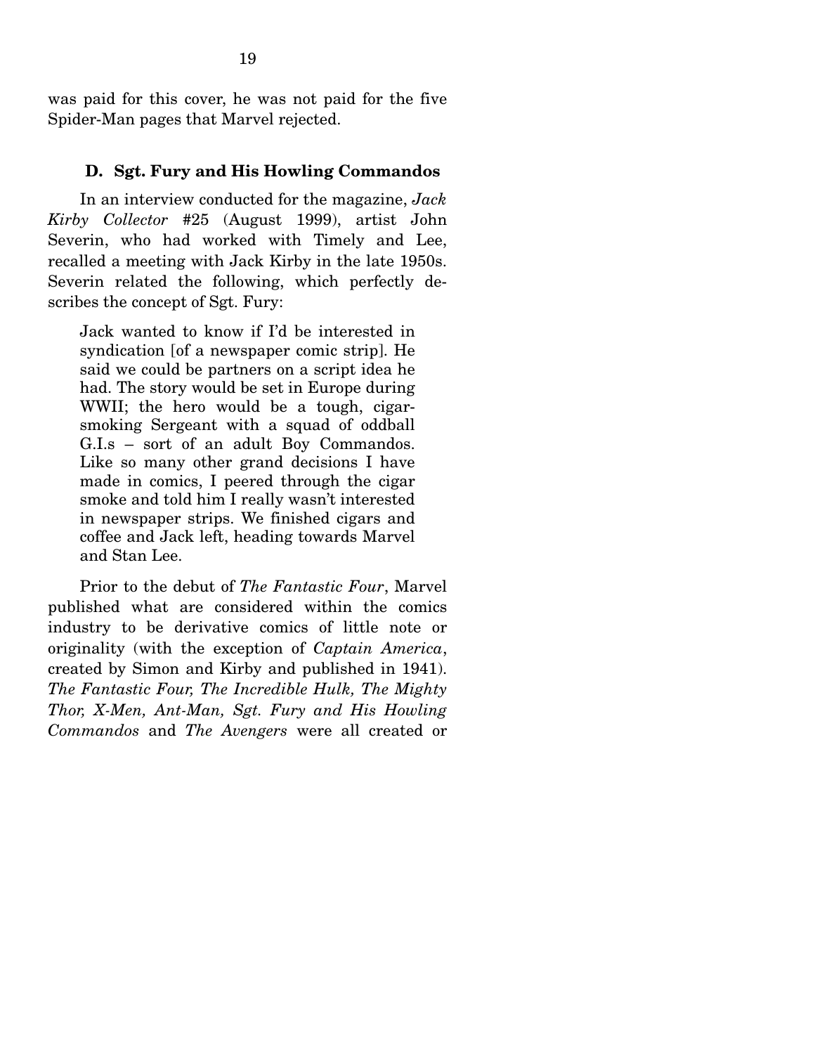was paid for this cover, he was not paid for the five Spider-Man pages that Marvel rejected.

### D. Sgt. Fury and His Howling Commandos

In an interview conducted for the magazine, *Jack Kirby Collector* #25 (August 1999), artist John Severin, who had worked with Timely and Lee, recalled a meeting with Jack Kirby in the late 1950s. Severin related the following, which perfectly describes the concept of Sgt. Fury:

> Jack wanted to know if I'd be interested in syndication [of a newspaper comic strip]. He said we could be partners on a script idea he had. The story would be set in Europe during WWII; the hero would be a tough, cigar-smoking Sergeant with a squad of oddball G.I.s – sort of an adult Boy Commandos. Like so many other grand decisions I have made in comics, I peered through the cigar smoke and told him I really wasn't interested in newspaper strips. We finished cigars and coffee and Jack left, heading towards Marvel and Stan Lee.

Prior to the debut of *The Fantastic Four*, Marvel published what are considered within the comics industry to be derivative comics of little note or originality (with the exception of *Captain America*, created by Simon and Kirby and published in 1941). *The Fantastic Four, The Incredible Hulk, The Mighty Thor, X-Men, Ant-Man, Sgt. Fury and His Howling Commandos* and *The Avengers* were all created or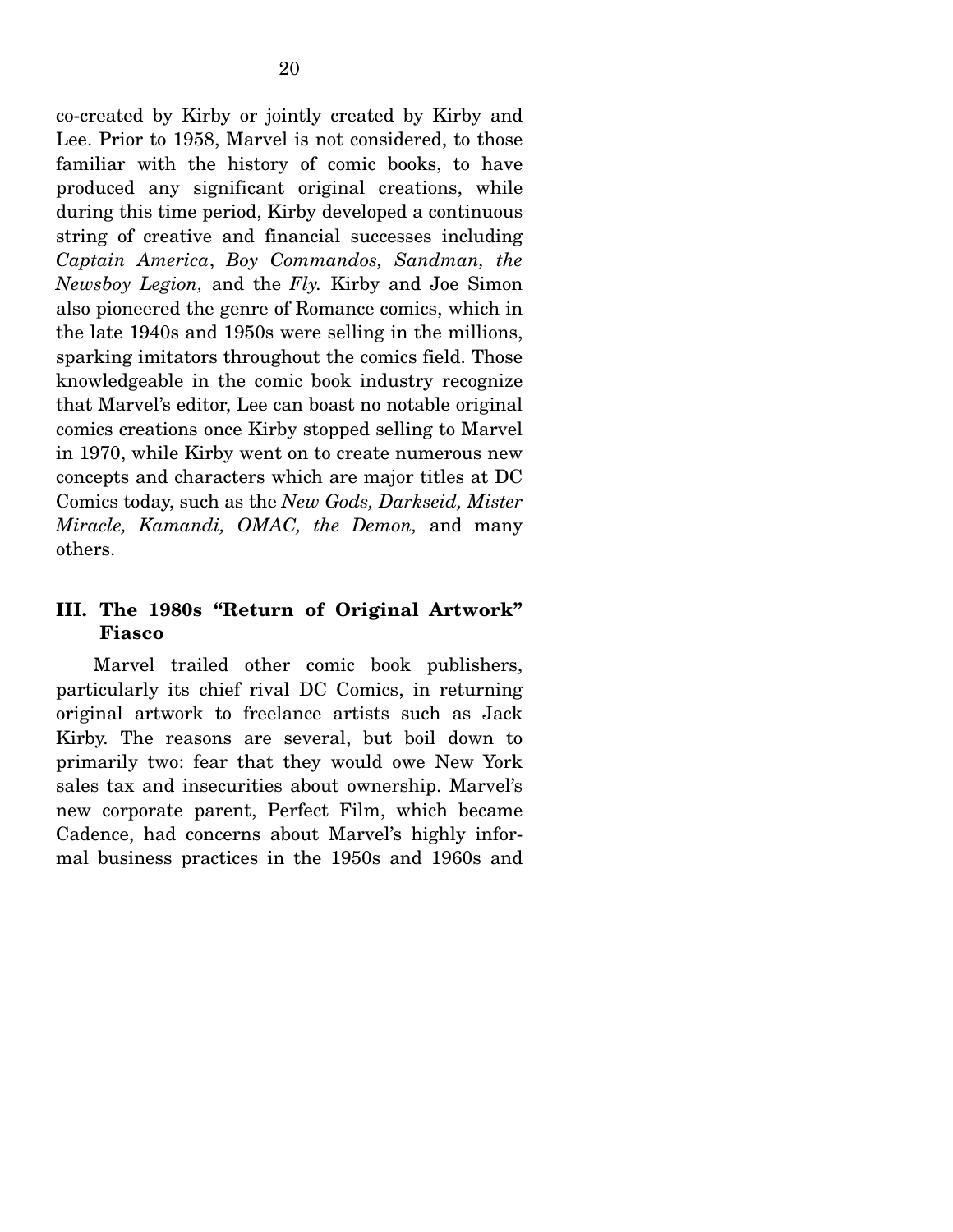co-created by Kirby or jointly created by Kirby and Lee. Prior to 1958, Marvel is not considered, to those familiar with the history of comic books, to have produced any significant original creations, while during this time period, Kirby developed a continuous string of creative and financial successes including *Captain America*, *Boy Commandos, Sandman, the Newsboy Legion,* and the *Fly.* Kirby and Joe Simon also pioneered the genre of Romance comics, which in the late 1940s and 1950s were selling in the millions, sparking imitators throughout the comics field. Those knowledgeable in the comic book industry recognize that Marvel's editor, Lee can boast no notable original comics creations once Kirby stopped selling to Marvel in 1970, while Kirby went on to create numerous new concepts and characters which are major titles at DC Comics today, such as the *New Gods, Darkseid, Mister Miracle, Kamandi, OMAC, the Demon,* and many others.

## III. The 1980s "Return of Original Artwork" Fiasco

Marvel trailed other comic book publishers, particularly its chief rival DC Comics, in returning original artwork to freelance artists such as Jack Kirby. The reasons are several, but boil down to primarily two: fear that they would owe New York sales tax and insecurities about ownership. Marvel's new corporate parent, Perfect Film, which became Cadence, had concerns about Marvel's highly informal business practices in the 1950s and 1960s and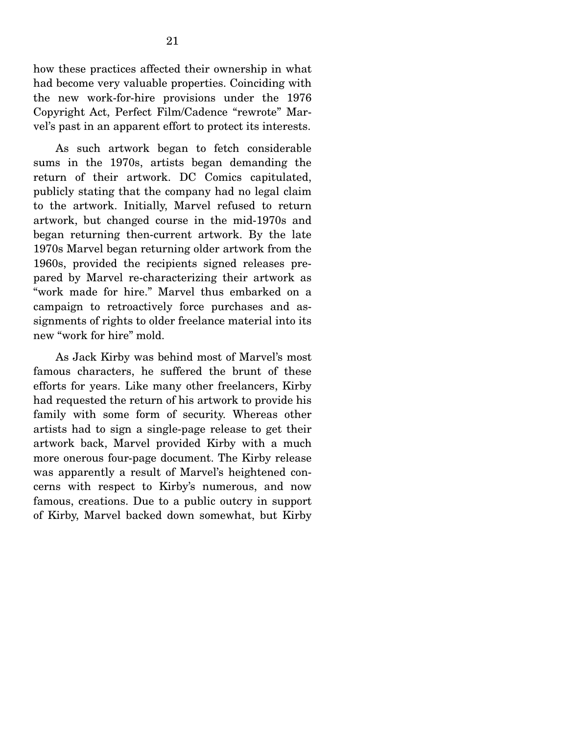how these practices affected their ownership in what had become very valuable properties. Coinciding with the new work-for-hire provisions under the 1976 Copyright Act, Perfect Film/Cadence "rewrote" Marvel's past in an apparent effort to protect its interests.

As such artwork began to fetch considerable sums in the 1970s, artists began demanding the return of their artwork. DC Comics capitulated, publicly stating that the company had no legal claim to the artwork. Initially, Marvel refused to return artwork, but changed course in the mid-1970s and began returning then-current artwork. By the late 1970s Marvel began returning older artwork from the 1960s, provided the recipients signed releases prepared by Marvel re-characterizing their artwork as "work made for hire." Marvel thus embarked on a campaign to retroactively force purchases and assignments of rights to older freelance material into its new "work for hire" mold.

As Jack Kirby was behind most of Marvel's most famous characters, he suffered the brunt of these efforts for years. Like many other freelancers, Kirby had requested the return of his artwork to provide his family with some form of security. Whereas other artists had to sign a single-page release to get their artwork back, Marvel provided Kirby with a much more onerous four-page document. The Kirby release was apparently a result of Marvel's heightened concerns with respect to Kirby's numerous, and now famous, creations. Due to a public outcry in support of Kirby, Marvel backed down somewhat, but Kirby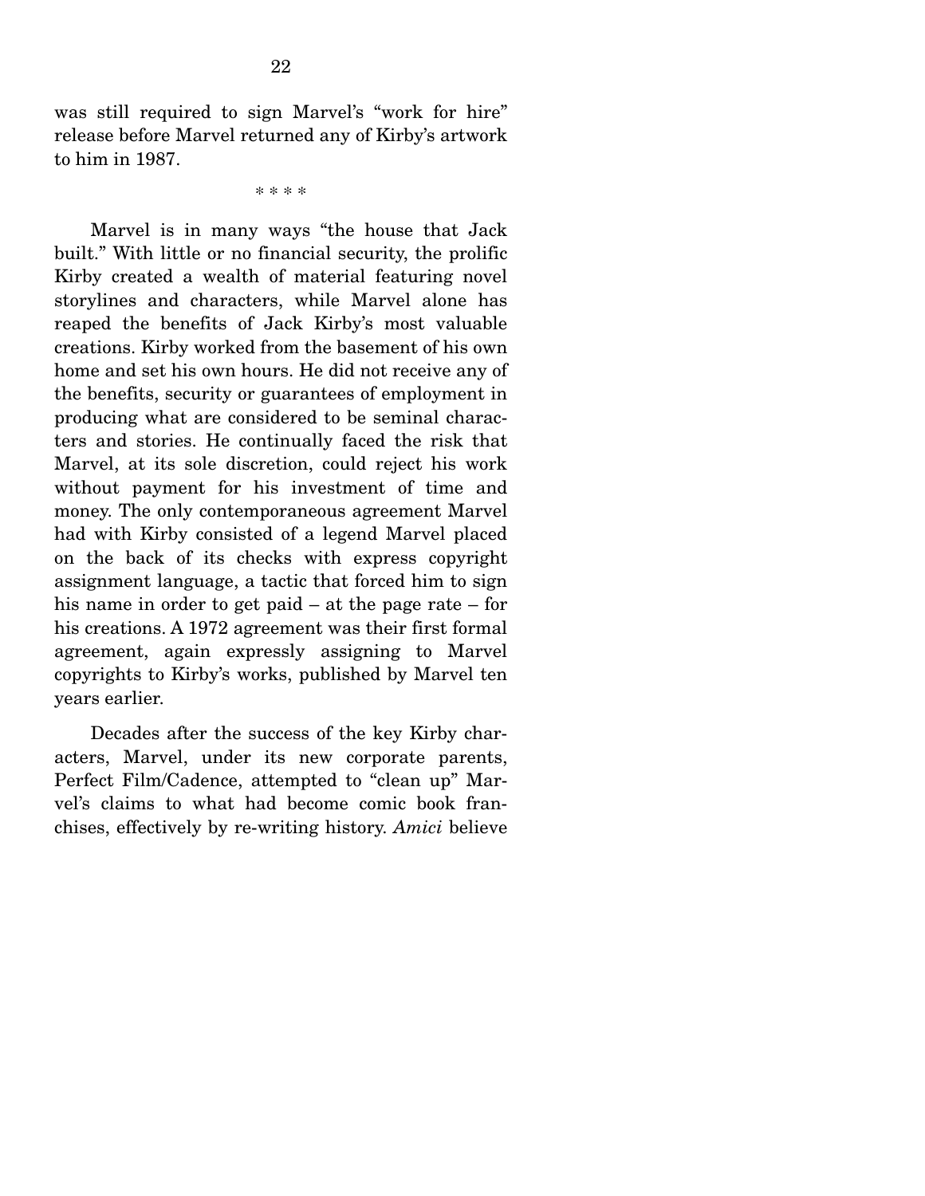was still required to sign Marvel's "work for hire" release before Marvel returned any of Kirby's artwork to him in 1987.

\* \* \* \*

Marvel is in many ways "the house that Jack built." With little or no financial security, the prolific Kirby created a wealth of material featuring novel storylines and characters, while Marvel alone has reaped the benefits of Jack Kirby's most valuable creations. Kirby worked from the basement of his own home and set his own hours. He did not receive any of the benefits, security or guarantees of employment in producing what are considered to be seminal characters and stories. He continually faced the risk that Marvel, at its sole discretion, could reject his work without payment for his investment of time and money. The only contemporaneous agreement Marvel had with Kirby consisted of a legend Marvel placed on the back of its checks with express copyright assignment language, a tactic that forced him to sign his name in order to get paid – at the page rate – for his creations. A 1972 agreement was their first formal agreement, again expressly assigning to Marvel copyrights to Kirby's works, published by Marvel ten years earlier.

Decades after the success of the key Kirby characters, Marvel, under its new corporate parents, Perfect Film/Cadence, attempted to "clean up" Marvel's claims to what had become comic book franchises, effectively by re-writing history. *Amici* believe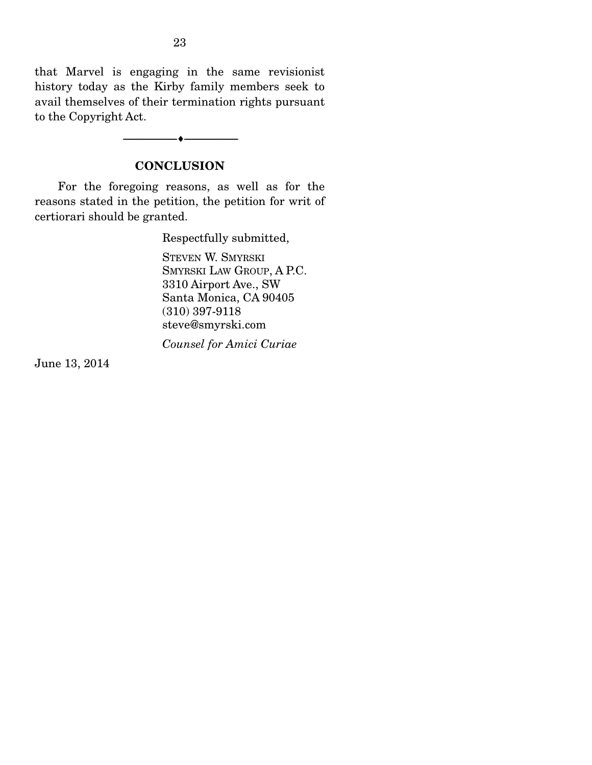that Marvel is engaging in the same revisionist history today as the Kirby family members seek to avail themselves of their termination rights pursuant to the Copyright Act.

---

## CONCLUSION

For the foregoing reasons, as well as for the reasons stated in the petition, the petition for writ of certiorari should be granted.

Respectfully submitted,

STEVEN W. SMYRSKI
SMYRSKI LAW GROUP, A P.C.
3310 Airport Ave., SW
Santa Monica, CA 90405
(310) 397-9118
steve@smyrski.com

*Counsel for Amici Curiae*

June 13, 2014